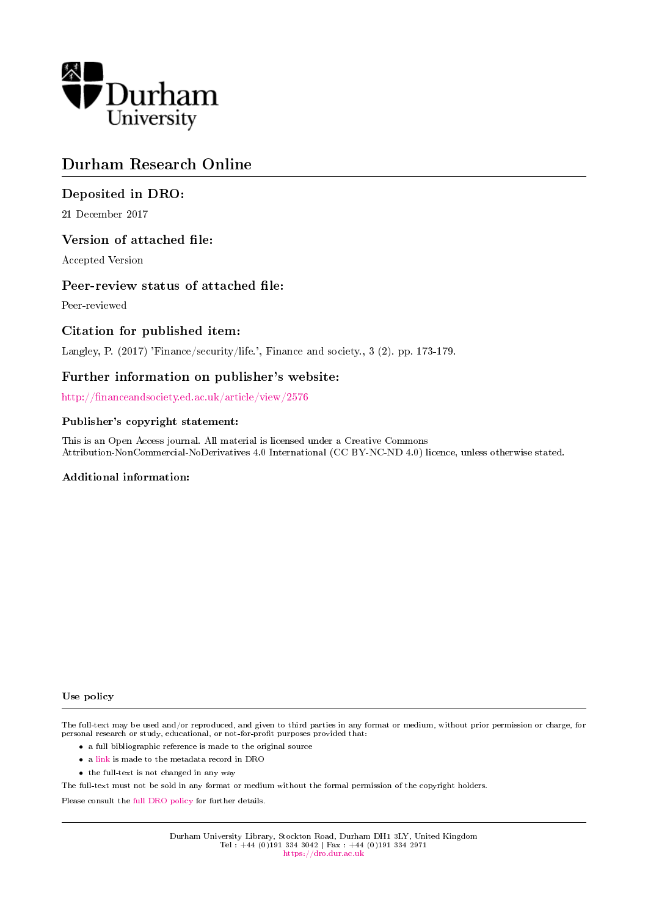Durham University

# Durham Research Online

## Deposited in DRO:

21 December 2017

## Version of attached file:

Accepted Version

## Peer-review status of attached file:

Peer-reviewed

## Citation for published item:

Langley, P. (2017) 'Finance/security/life.', Finance and society., 3 (2). pp. 173-179.

## Further information on publisher's website:

http://financeandsociety.ed.ac.uk/article/view/2576

### Publisher's copyright statement:

This is an Open Access journal. All material is licensed under a Creative Commons Attribution-NonCommercial-NoDerivatives 4.0 International (CC BY-NC-ND 4.0) licence, unless otherwise stated.

### Additional information:

#### Use policy

The full-text may be used and/or reproduced, and given to third parties in any format or medium, without prior permission or charge, for personal research or study, educational, or not-for-profit purposes provided that:

- a full bibliographic reference is made to the original source
- a link is made to the metadata record in DRO
- the full-text is not changed in any way

The full-text must not be sold in any format or medium without the formal permission of the copyright holders.

Please consult the full DRO policy for further details.

Durham University Library, Stockton Road, Durham DH1 3LY, United Kingdom
Tel : +44 (0)191 334 3042 | Fax : +44 (0)191 334 2971
https://dro.dur.ac.uk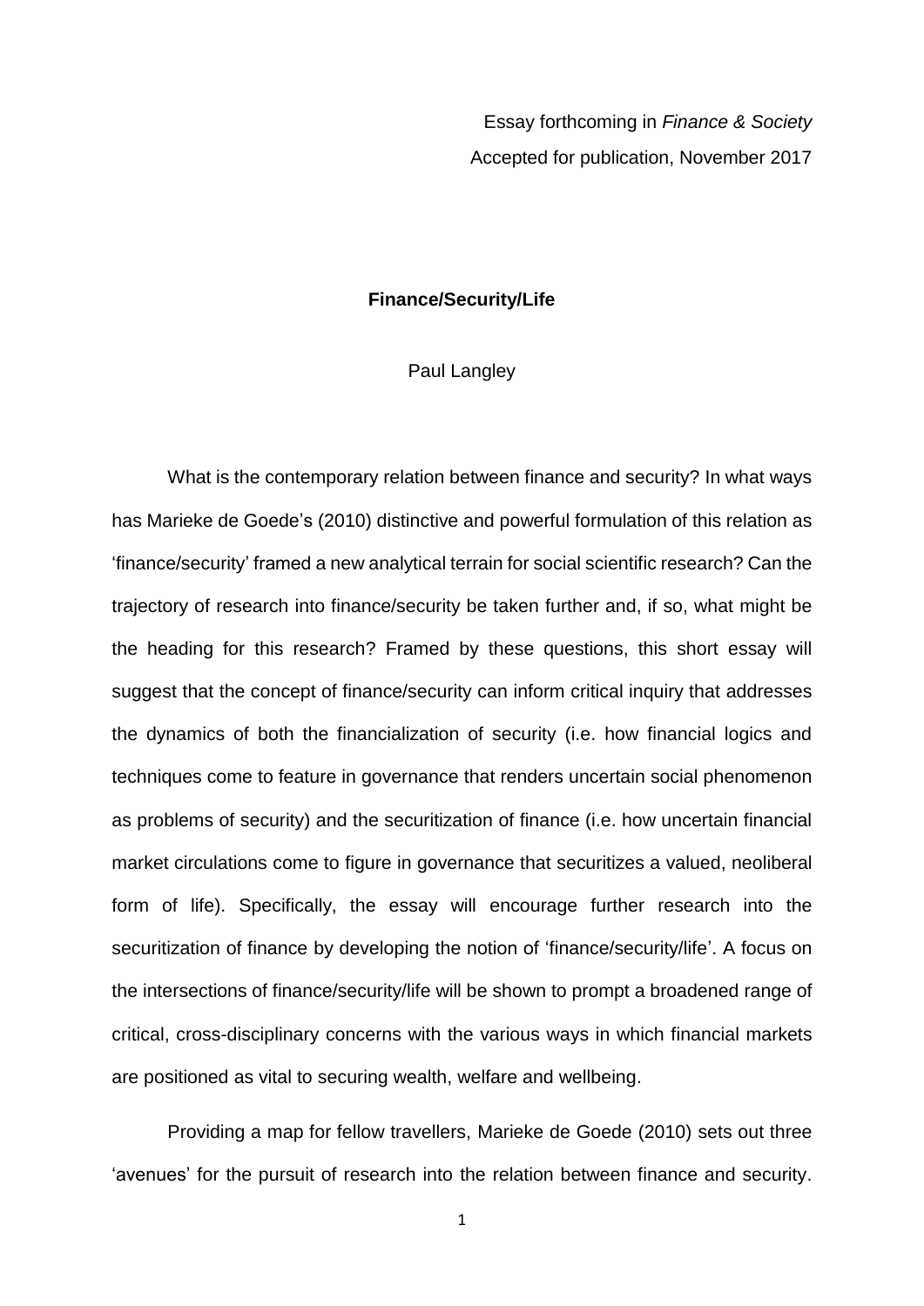Essay forthcoming in *Finance & Society*

Accepted for publication, November 2017

**Finance/Security/Life**

Paul Langley

What is the contemporary relation between finance and security? In what ways has Marieke de Goede's (2010) distinctive and powerful formulation of this relation as 'finance/security' framed a new analytical terrain for social scientific research? Can the trajectory of research into finance/security be taken further and, if so, what might be the heading for this research? Framed by these questions, this short essay will suggest that the concept of finance/security can inform critical inquiry that addresses the dynamics of both the financialization of security (i.e. how financial logics and techniques come to feature in governance that renders uncertain social phenomenon as problems of security) and the securitization of finance (i.e. how uncertain financial market circulations come to figure in governance that securitizes a valued, neoliberal form of life). Specifically, the essay will encourage further research into the securitization of finance by developing the notion of 'finance/security/life'. A focus on the intersections of finance/security/life will be shown to prompt a broadened range of critical, cross-disciplinary concerns with the various ways in which financial markets are positioned as vital to securing wealth, welfare and wellbeing.

Providing a map for fellow travellers, Marieke de Goede (2010) sets out three 'avenues' for the pursuit of research into the relation between finance and security.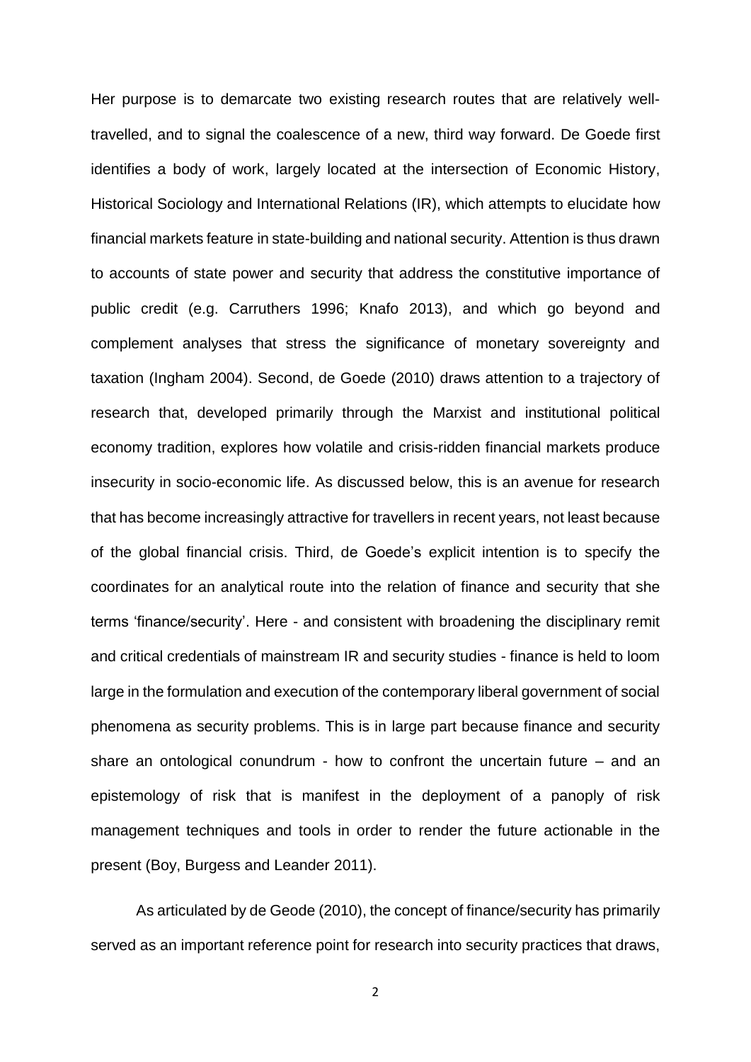Her purpose is to demarcate two existing research routes that are relatively well-travelled, and to signal the coalescence of a new, third way forward. De Goede first identifies a body of work, largely located at the intersection of Economic History, Historical Sociology and International Relations (IR), which attempts to elucidate how financial markets feature in state-building and national security. Attention is thus drawn to accounts of state power and security that address the constitutive importance of public credit (e.g. Carruthers 1996; Knafo 2013), and which go beyond and complement analyses that stress the significance of monetary sovereignty and taxation (Ingham 2004). Second, de Goede (2010) draws attention to a trajectory of research that, developed primarily through the Marxist and institutional political economy tradition, explores how volatile and crisis-ridden financial markets produce insecurity in socio-economic life. As discussed below, this is an avenue for research that has become increasingly attractive for travellers in recent years, not least because of the global financial crisis. Third, de Goede's explicit intention is to specify the coordinates for an analytical route into the relation of finance and security that she terms 'finance/security'. Here - and consistent with broadening the disciplinary remit and critical credentials of mainstream IR and security studies - finance is held to loom large in the formulation and execution of the contemporary liberal government of social phenomena as security problems. This is in large part because finance and security share an ontological conundrum - how to confront the uncertain future – and an epistemology of risk that is manifest in the deployment of a panoply of risk management techniques and tools in order to render the future actionable in the present (Boy, Burgess and Leander 2011).

As articulated by de Geode (2010), the concept of finance/security has primarily served as an important reference point for research into security practices that draws,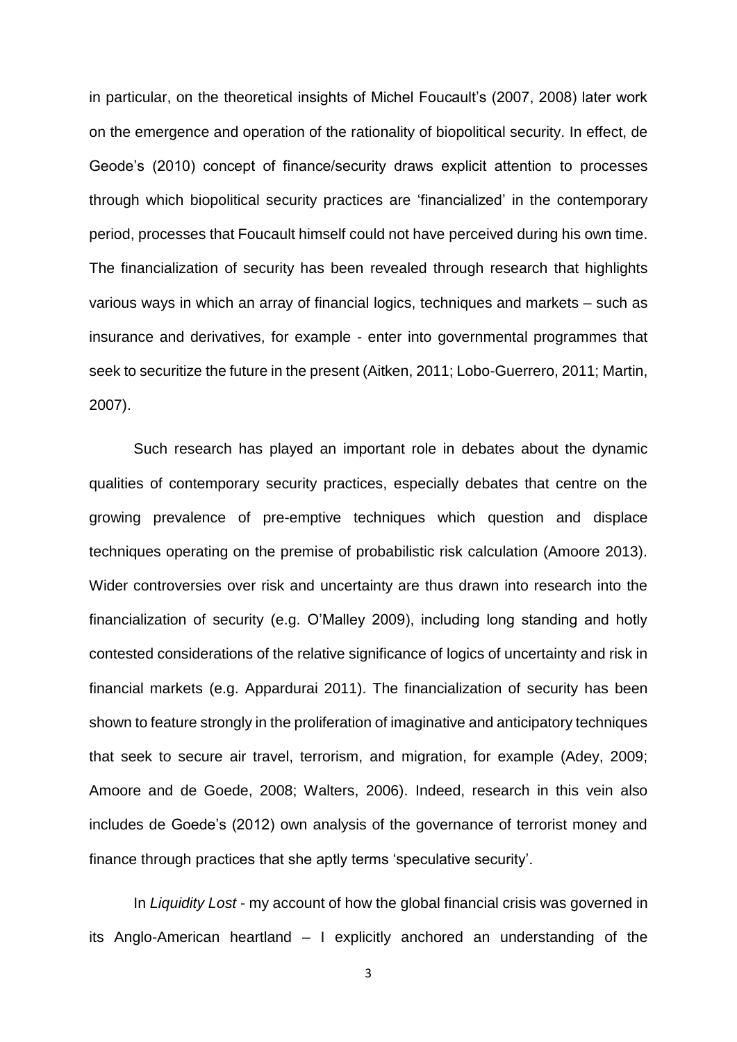in particular, on the theoretical insights of Michel Foucault's (2007, 2008) later work on the emergence and operation of the rationality of biopolitical security. In effect, de Geode's (2010) concept of finance/security draws explicit attention to processes through which biopolitical security practices are 'financialized' in the contemporary period, processes that Foucault himself could not have perceived during his own time. The financialization of security has been revealed through research that highlights various ways in which an array of financial logics, techniques and markets – such as insurance and derivatives, for example - enter into governmental programmes that seek to securitize the future in the present (Aitken, 2011; Lobo-Guerrero, 2011; Martin, 2007).

Such research has played an important role in debates about the dynamic qualities of contemporary security practices, especially debates that centre on the growing prevalence of pre-emptive techniques which question and displace techniques operating on the premise of probabilistic risk calculation (Amoore 2013). Wider controversies over risk and uncertainty are thus drawn into research into the financialization of security (e.g. O'Malley 2009), including long standing and hotly contested considerations of the relative significance of logics of uncertainty and risk in financial markets (e.g. Appardurai 2011). The financialization of security has been shown to feature strongly in the proliferation of imaginative and anticipatory techniques that seek to secure air travel, terrorism, and migration, for example (Adey, 2009; Amoore and de Goede, 2008; Walters, 2006). Indeed, research in this vein also includes de Goede's (2012) own analysis of the governance of terrorist money and finance through practices that she aptly terms 'speculative security'.

In *Liquidity Lost* - my account of how the global financial crisis was governed in its Anglo-American heartland – I explicitly anchored an understanding of the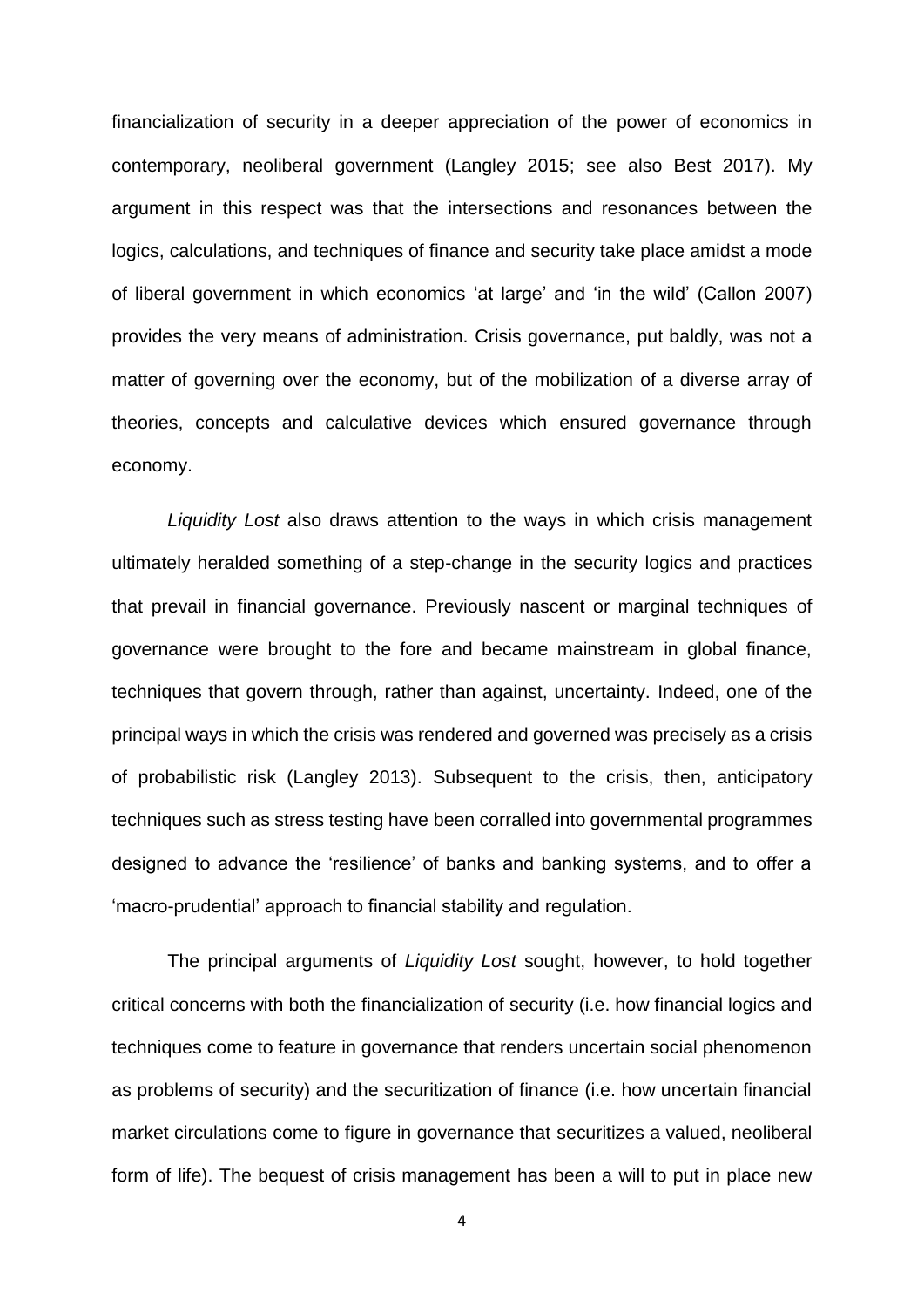financialization of security in a deeper appreciation of the power of economics in contemporary, neoliberal government (Langley 2015; see also Best 2017). My argument in this respect was that the intersections and resonances between the logics, calculations, and techniques of finance and security take place amidst a mode of liberal government in which economics 'at large' and 'in the wild' (Callon 2007) provides the very means of administration. Crisis governance, put baldly, was not a matter of governing over the economy, but of the mobilization of a diverse array of theories, concepts and calculative devices which ensured governance through economy.

*Liquidity Lost* also draws attention to the ways in which crisis management ultimately heralded something of a step-change in the security logics and practices that prevail in financial governance. Previously nascent or marginal techniques of governance were brought to the fore and became mainstream in global finance, techniques that govern through, rather than against, uncertainty. Indeed, one of the principal ways in which the crisis was rendered and governed was precisely as a crisis of probabilistic risk (Langley 2013). Subsequent to the crisis, then, anticipatory techniques such as stress testing have been corralled into governmental programmes designed to advance the 'resilience' of banks and banking systems, and to offer a 'macro-prudential' approach to financial stability and regulation.

The principal arguments of *Liquidity Lost* sought, however, to hold together critical concerns with both the financialization of security (i.e. how financial logics and techniques come to feature in governance that renders uncertain social phenomenon as problems of security) and the securitization of finance (i.e. how uncertain financial market circulations come to figure in governance that securitizes a valued, neoliberal form of life). The bequest of crisis management has been a will to put in place new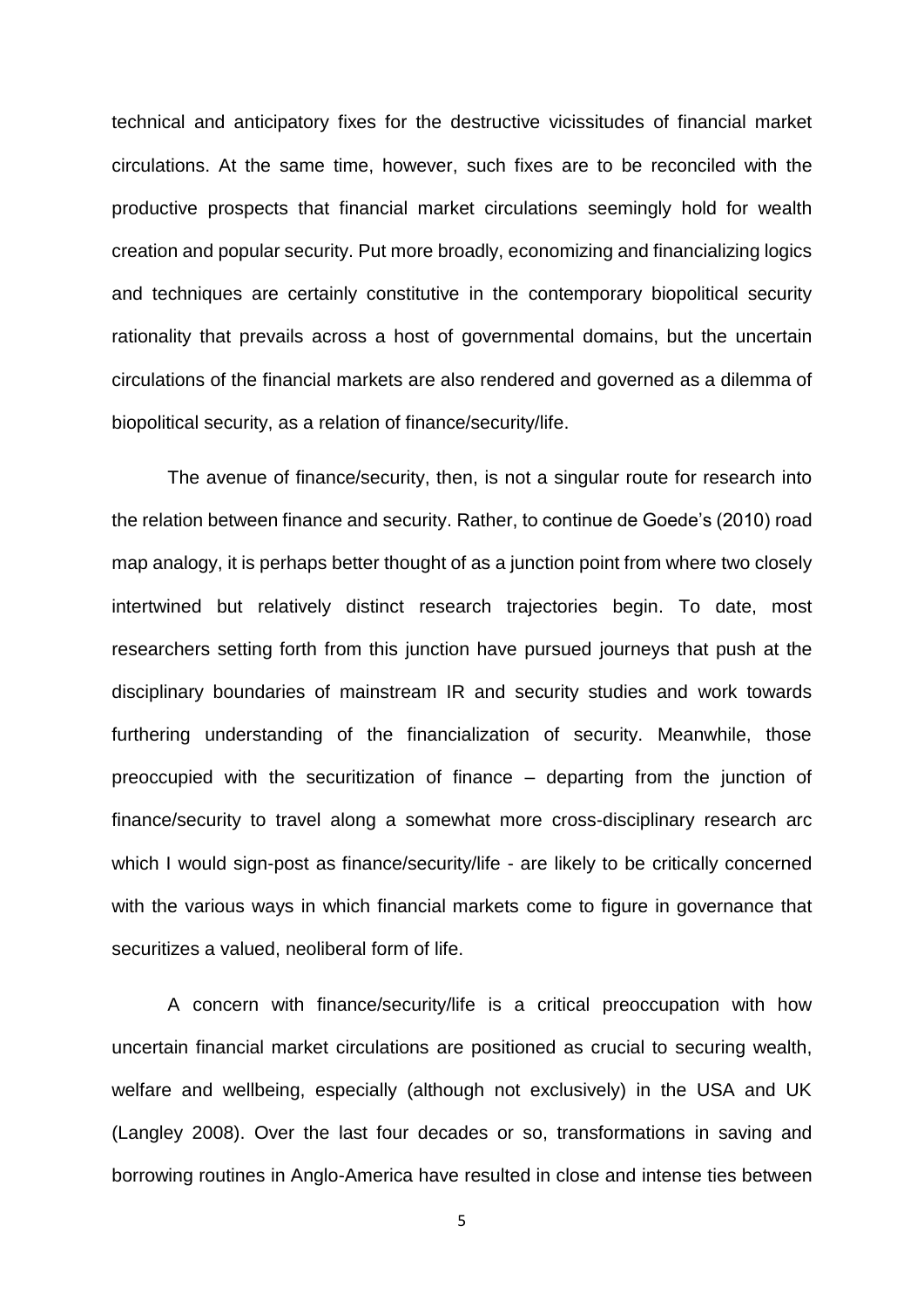technical and anticipatory fixes for the destructive vicissitudes of financial market circulations. At the same time, however, such fixes are to be reconciled with the productive prospects that financial market circulations seemingly hold for wealth creation and popular security. Put more broadly, economizing and financializing logics and techniques are certainly constitutive in the contemporary biopolitical security rationality that prevails across a host of governmental domains, but the uncertain circulations of the financial markets are also rendered and governed as a dilemma of biopolitical security, as a relation of finance/security/life.

The avenue of finance/security, then, is not a singular route for research into the relation between finance and security. Rather, to continue de Goede's (2010) road map analogy, it is perhaps better thought of as a junction point from where two closely intertwined but relatively distinct research trajectories begin. To date, most researchers setting forth from this junction have pursued journeys that push at the disciplinary boundaries of mainstream IR and security studies and work towards furthering understanding of the financialization of security. Meanwhile, those preoccupied with the securitization of finance – departing from the junction of finance/security to travel along a somewhat more cross-disciplinary research arc which I would sign-post as finance/security/life - are likely to be critically concerned with the various ways in which financial markets come to figure in governance that securitizes a valued, neoliberal form of life.

A concern with finance/security/life is a critical preoccupation with how uncertain financial market circulations are positioned as crucial to securing wealth, welfare and wellbeing, especially (although not exclusively) in the USA and UK (Langley 2008). Over the last four decades or so, transformations in saving and borrowing routines in Anglo-America have resulted in close and intense ties between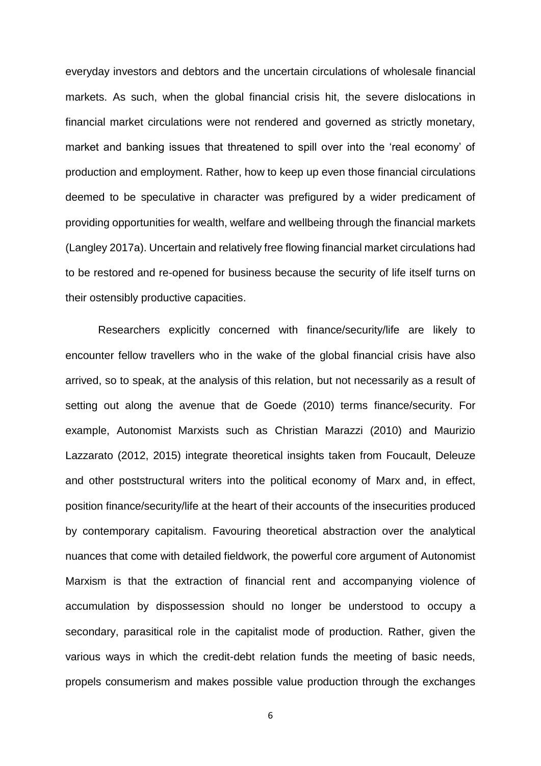everyday investors and debtors and the uncertain circulations of wholesale financial markets. As such, when the global financial crisis hit, the severe dislocations in financial market circulations were not rendered and governed as strictly monetary, market and banking issues that threatened to spill over into the 'real economy' of production and employment. Rather, how to keep up even those financial circulations deemed to be speculative in character was prefigured by a wider predicament of providing opportunities for wealth, welfare and wellbeing through the financial markets (Langley 2017a). Uncertain and relatively free flowing financial market circulations had to be restored and re-opened for business because the security of life itself turns on their ostensibly productive capacities.

Researchers explicitly concerned with finance/security/life are likely to encounter fellow travellers who in the wake of the global financial crisis have also arrived, so to speak, at the analysis of this relation, but not necessarily as a result of setting out along the avenue that de Goede (2010) terms finance/security. For example, Autonomist Marxists such as Christian Marazzi (2010) and Maurizio Lazzarato (2012, 2015) integrate theoretical insights taken from Foucault, Deleuze and other poststructural writers into the political economy of Marx and, in effect, position finance/security/life at the heart of their accounts of the insecurities produced by contemporary capitalism. Favouring theoretical abstraction over the analytical nuances that come with detailed fieldwork, the powerful core argument of Autonomist Marxism is that the extraction of financial rent and accompanying violence of accumulation by dispossession should no longer be understood to occupy a secondary, parasitical role in the capitalist mode of production. Rather, given the various ways in which the credit-debt relation funds the meeting of basic needs, propels consumerism and makes possible value production through the exchanges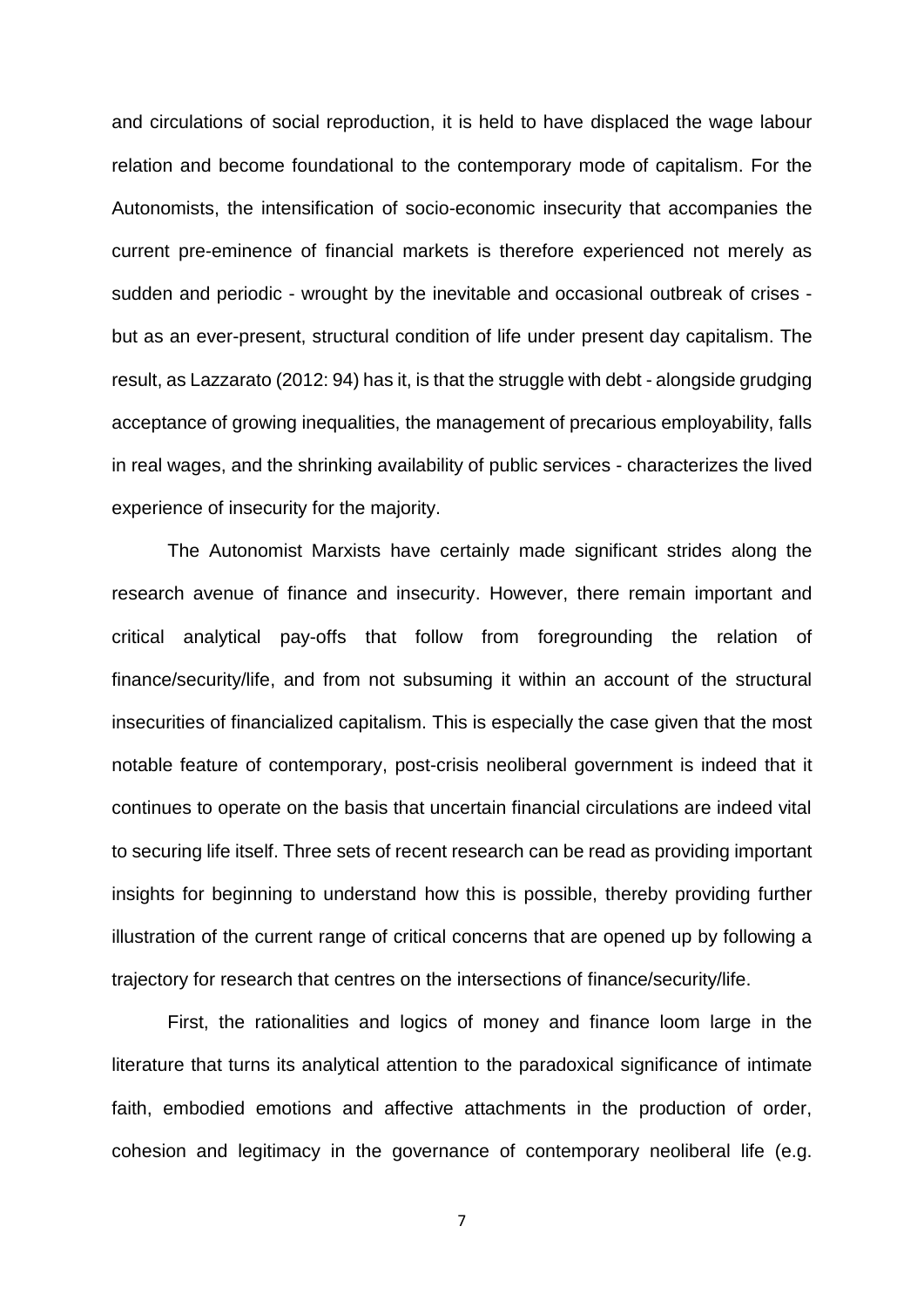and circulations of social reproduction, it is held to have displaced the wage labour relation and become foundational to the contemporary mode of capitalism. For the Autonomists, the intensification of socio-economic insecurity that accompanies the current pre-eminence of financial markets is therefore experienced not merely as sudden and periodic - wrought by the inevitable and occasional outbreak of crises - but as an ever-present, structural condition of life under present day capitalism. The result, as Lazzarato (2012: 94) has it, is that the struggle with debt - alongside grudging acceptance of growing inequalities, the management of precarious employability, falls in real wages, and the shrinking availability of public services - characterizes the lived experience of insecurity for the majority.

The Autonomist Marxists have certainly made significant strides along the research avenue of finance and insecurity. However, there remain important and critical analytical pay-offs that follow from foregrounding the relation of finance/security/life, and from not subsuming it within an account of the structural insecurities of financialized capitalism. This is especially the case given that the most notable feature of contemporary, post-crisis neoliberal government is indeed that it continues to operate on the basis that uncertain financial circulations are indeed vital to securing life itself. Three sets of recent research can be read as providing important insights for beginning to understand how this is possible, thereby providing further illustration of the current range of critical concerns that are opened up by following a trajectory for research that centres on the intersections of finance/security/life.

First, the rationalities and logics of money and finance loom large in the literature that turns its analytical attention to the paradoxical significance of intimate faith, embodied emotions and affective attachments in the production of order, cohesion and legitimacy in the governance of contemporary neoliberal life (e.g.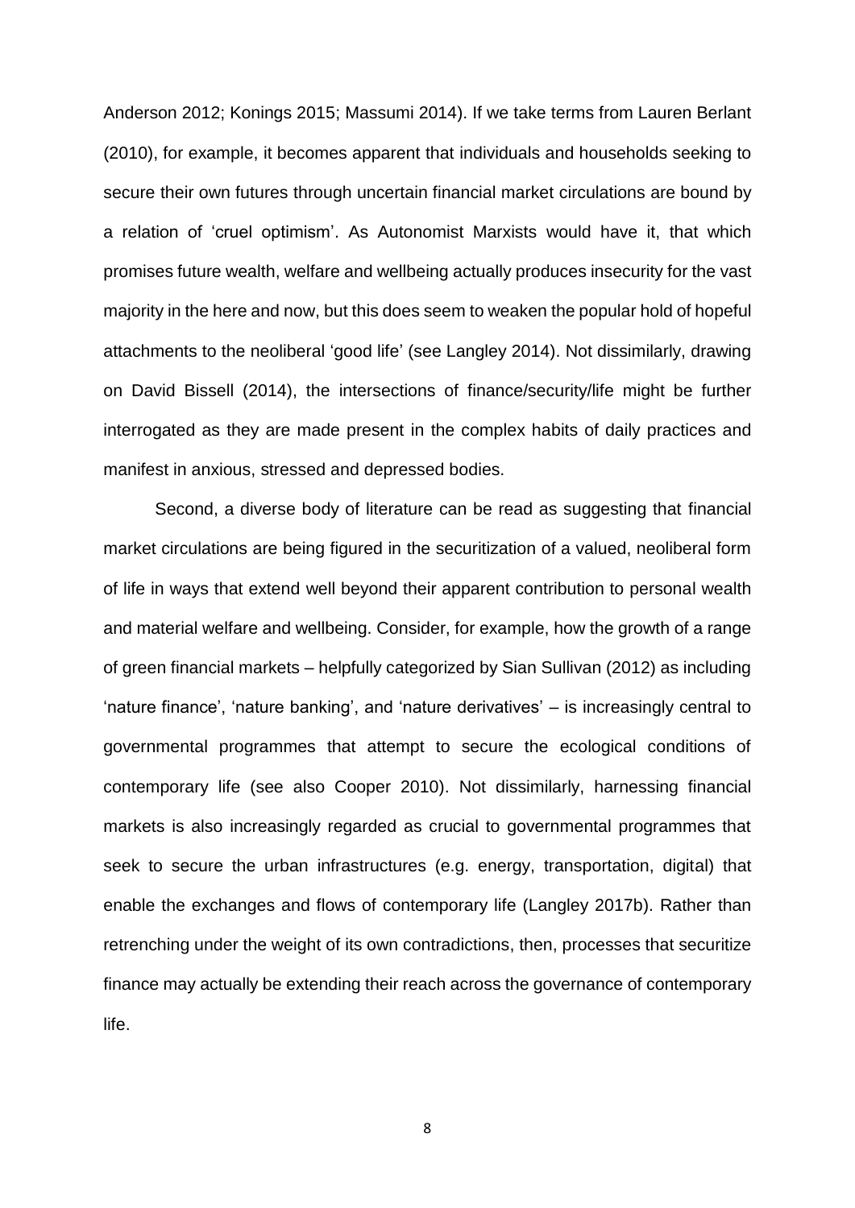Anderson 2012; Konings 2015; Massumi 2014). If we take terms from Lauren Berlant (2010), for example, it becomes apparent that individuals and households seeking to secure their own futures through uncertain financial market circulations are bound by a relation of 'cruel optimism'. As Autonomist Marxists would have it, that which promises future wealth, welfare and wellbeing actually produces insecurity for the vast majority in the here and now, but this does seem to weaken the popular hold of hopeful attachments to the neoliberal 'good life' (see Langley 2014). Not dissimilarly, drawing on David Bissell (2014), the intersections of finance/security/life might be further interrogated as they are made present in the complex habits of daily practices and manifest in anxious, stressed and depressed bodies.

Second, a diverse body of literature can be read as suggesting that financial market circulations are being figured in the securitization of a valued, neoliberal form of life in ways that extend well beyond their apparent contribution to personal wealth and material welfare and wellbeing. Consider, for example, how the growth of a range of green financial markets – helpfully categorized by Sian Sullivan (2012) as including 'nature finance', 'nature banking', and 'nature derivatives' – is increasingly central to governmental programmes that attempt to secure the ecological conditions of contemporary life (see also Cooper 2010). Not dissimilarly, harnessing financial markets is also increasingly regarded as crucial to governmental programmes that seek to secure the urban infrastructures (e.g. energy, transportation, digital) that enable the exchanges and flows of contemporary life (Langley 2017b). Rather than retrenching under the weight of its own contradictions, then, processes that securitize finance may actually be extending their reach across the governance of contemporary life.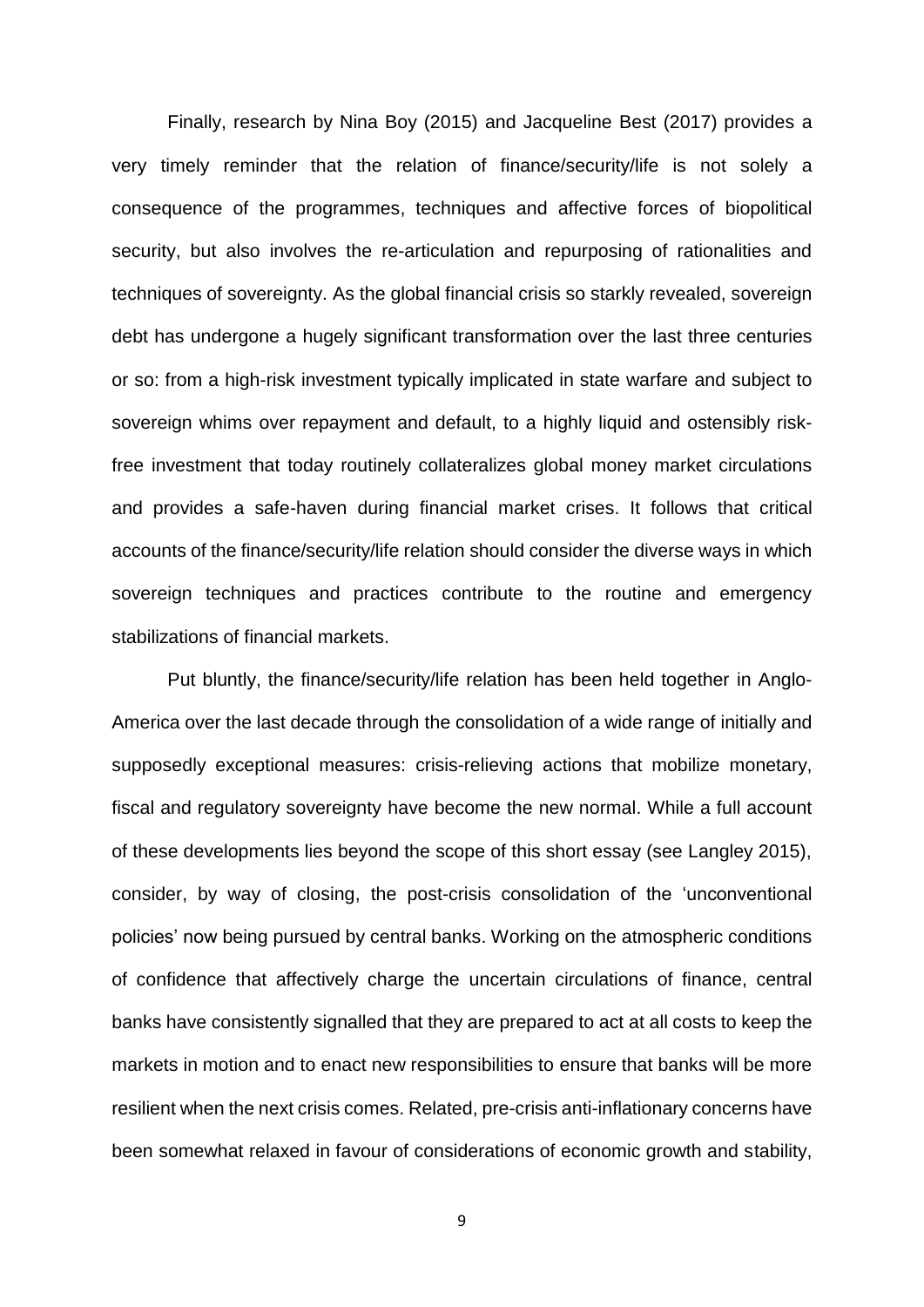Finally, research by Nina Boy (2015) and Jacqueline Best (2017) provides a very timely reminder that the relation of finance/security/life is not solely a consequence of the programmes, techniques and affective forces of biopolitical security, but also involves the re-articulation and repurposing of rationalities and techniques of sovereignty. As the global financial crisis so starkly revealed, sovereign debt has undergone a hugely significant transformation over the last three centuries or so: from a high-risk investment typically implicated in state warfare and subject to sovereign whims over repayment and default, to a highly liquid and ostensibly risk-free investment that today routinely collateralizes global money market circulations and provides a safe-haven during financial market crises. It follows that critical accounts of the finance/security/life relation should consider the diverse ways in which sovereign techniques and practices contribute to the routine and emergency stabilizations of financial markets.

Put bluntly, the finance/security/life relation has been held together in Anglo-America over the last decade through the consolidation of a wide range of initially and supposedly exceptional measures: crisis-relieving actions that mobilize monetary, fiscal and regulatory sovereignty have become the new normal. While a full account of these developments lies beyond the scope of this short essay (see Langley 2015), consider, by way of closing, the post-crisis consolidation of the 'unconventional policies' now being pursued by central banks. Working on the atmospheric conditions of confidence that affectively charge the uncertain circulations of finance, central banks have consistently signalled that they are prepared to act at all costs to keep the markets in motion and to enact new responsibilities to ensure that banks will be more resilient when the next crisis comes. Related, pre-crisis anti-inflationary concerns have been somewhat relaxed in favour of considerations of economic growth and stability,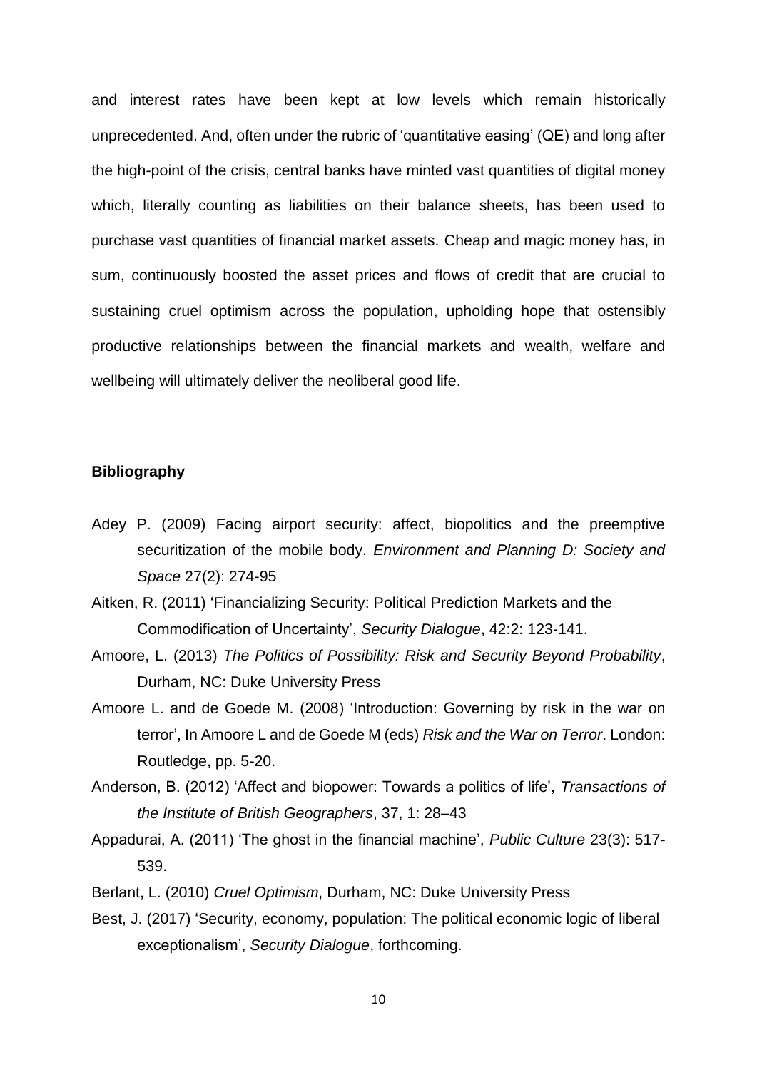and interest rates have been kept at low levels which remain historically unprecedented. And, often under the rubric of 'quantitative easing' (QE) and long after the high-point of the crisis, central banks have minted vast quantities of digital money which, literally counting as liabilities on their balance sheets, has been used to purchase vast quantities of financial market assets. Cheap and magic money has, in sum, continuously boosted the asset prices and flows of credit that are crucial to sustaining cruel optimism across the population, upholding hope that ostensibly productive relationships between the financial markets and wealth, welfare and wellbeing will ultimately deliver the neoliberal good life.

**Bibliography**

Adey P. (2009) Facing airport security: affect, biopolitics and the preemptive securitization of the mobile body. *Environment and Planning D: Society and Space* 27(2): 274-95

Aitken, R. (2011) 'Financializing Security: Political Prediction Markets and the Commodification of Uncertainty', *Security Dialogue*, 42:2: 123-141.

Amoore, L. (2013) *The Politics of Possibility: Risk and Security Beyond Probability*, Durham, NC: Duke University Press

Amoore L. and de Goede M. (2008) 'Introduction: Governing by risk in the war on terror', In Amoore L and de Goede M (eds) *Risk and the War on Terror*. London: Routledge, pp. 5-20.

Anderson, B. (2012) 'Affect and biopower: Towards a politics of life', *Transactions of the Institute of British Geographers*, 37, 1: 28–43

Appadurai, A. (2011) 'The ghost in the financial machine', *Public Culture* 23(3): 517-539.

Berlant, L. (2010) *Cruel Optimism*, Durham, NC: Duke University Press

Best, J. (2017) 'Security, economy, population: The political economic logic of liberal exceptionalism', *Security Dialogue*, forthcoming.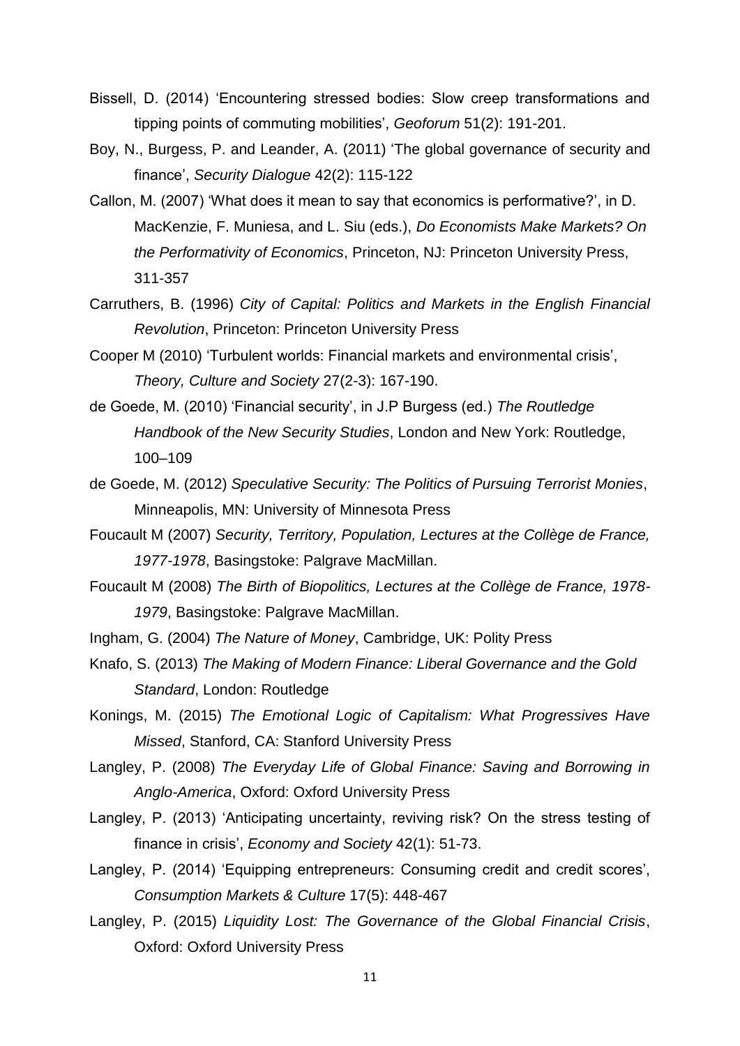Bissell, D. (2014) 'Encountering stressed bodies: Slow creep transformations and tipping points of commuting mobilities', *Geoforum* 51(2): 191-201.

Boy, N., Burgess, P. and Leander, A. (2011) 'The global governance of security and finance', *Security Dialogue* 42(2): 115-122

Callon, M. (2007) 'What does it mean to say that economics is performative?', in D. MacKenzie, F. Muniesa, and L. Siu (eds.), *Do Economists Make Markets? On the Performativity of Economics*, Princeton, NJ: Princeton University Press, 311-357

Carruthers, B. (1996) *City of Capital: Politics and Markets in the English Financial Revolution*, Princeton: Princeton University Press

Cooper M (2010) 'Turbulent worlds: Financial markets and environmental crisis', *Theory, Culture and Society* 27(2-3): 167-190.

de Goede, M. (2010) 'Financial security', in J.P Burgess (ed.) *The Routledge Handbook of the New Security Studies*, London and New York: Routledge, 100–109

de Goede, M. (2012) *Speculative Security: The Politics of Pursuing Terrorist Monies*, Minneapolis, MN: University of Minnesota Press

Foucault M (2007) *Security, Territory, Population, Lectures at the Collège de France, 1977-1978*, Basingstoke: Palgrave MacMillan.

Foucault M (2008) *The Birth of Biopolitics, Lectures at the Collège de France, 1978-1979*, Basingstoke: Palgrave MacMillan.

Ingham, G. (2004) *The Nature of Money*, Cambridge, UK: Polity Press

Knafo, S. (2013) *The Making of Modern Finance: Liberal Governance and the Gold Standard*, London: Routledge

Konings, M. (2015) *The Emotional Logic of Capitalism: What Progressives Have Missed*, Stanford, CA: Stanford University Press

Langley, P. (2008) *The Everyday Life of Global Finance: Saving and Borrowing in Anglo-America*, Oxford: Oxford University Press

Langley, P. (2013) 'Anticipating uncertainty, reviving risk? On the stress testing of finance in crisis', *Economy and Society* 42(1): 51-73.

Langley, P. (2014) 'Equipping entrepreneurs: Consuming credit and credit scores', *Consumption Markets & Culture* 17(5): 448-467

Langley, P. (2015) *Liquidity Lost: The Governance of the Global Financial Crisis*, Oxford: Oxford University Press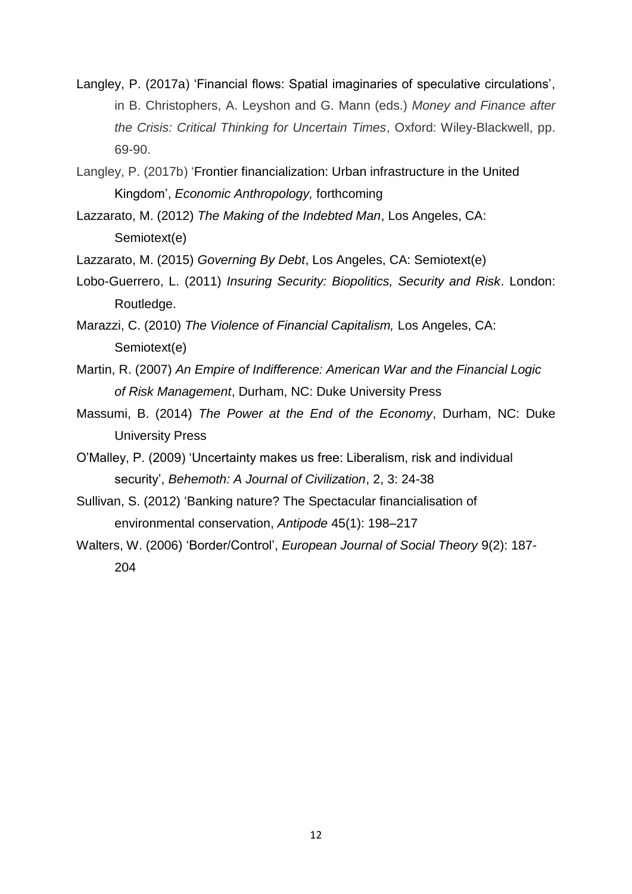Langley, P. (2017a) 'Financial flows: Spatial imaginaries of speculative circulations', in B. Christophers, A. Leyshon and G. Mann (eds.) *Money and Finance after the Crisis: Critical Thinking for Uncertain Times*, Oxford: Wiley-Blackwell, pp. 69-90.

Langley, P. (2017b) 'Frontier financialization: Urban infrastructure in the United Kingdom', *Economic Anthropology,* forthcoming

Lazzarato, M. (2012) *The Making of the Indebted Man*, Los Angeles, CA: Semiotext(e)

Lazzarato, M. (2015) *Governing By Debt*, Los Angeles, CA: Semiotext(e)

Lobo-Guerrero, L. (2011) *Insuring Security: Biopolitics, Security and Risk*. London: Routledge.

Marazzi, C. (2010) *The Violence of Financial Capitalism,* Los Angeles, CA: Semiotext(e)

Martin, R. (2007) *An Empire of Indifference: American War and the Financial Logic of Risk Management*, Durham, NC: Duke University Press

Massumi, B. (2014) *The Power at the End of the Economy*, Durham, NC: Duke University Press

O'Malley, P. (2009) 'Uncertainty makes us free: Liberalism, risk and individual security', *Behemoth: A Journal of Civilization*, 2, 3: 24-38

Sullivan, S. (2012) 'Banking nature? The Spectacular financialisation of environmental conservation, *Antipode* 45(1): 198–217

Walters, W. (2006) 'Border/Control', *European Journal of Social Theory* 9(2): 187-204